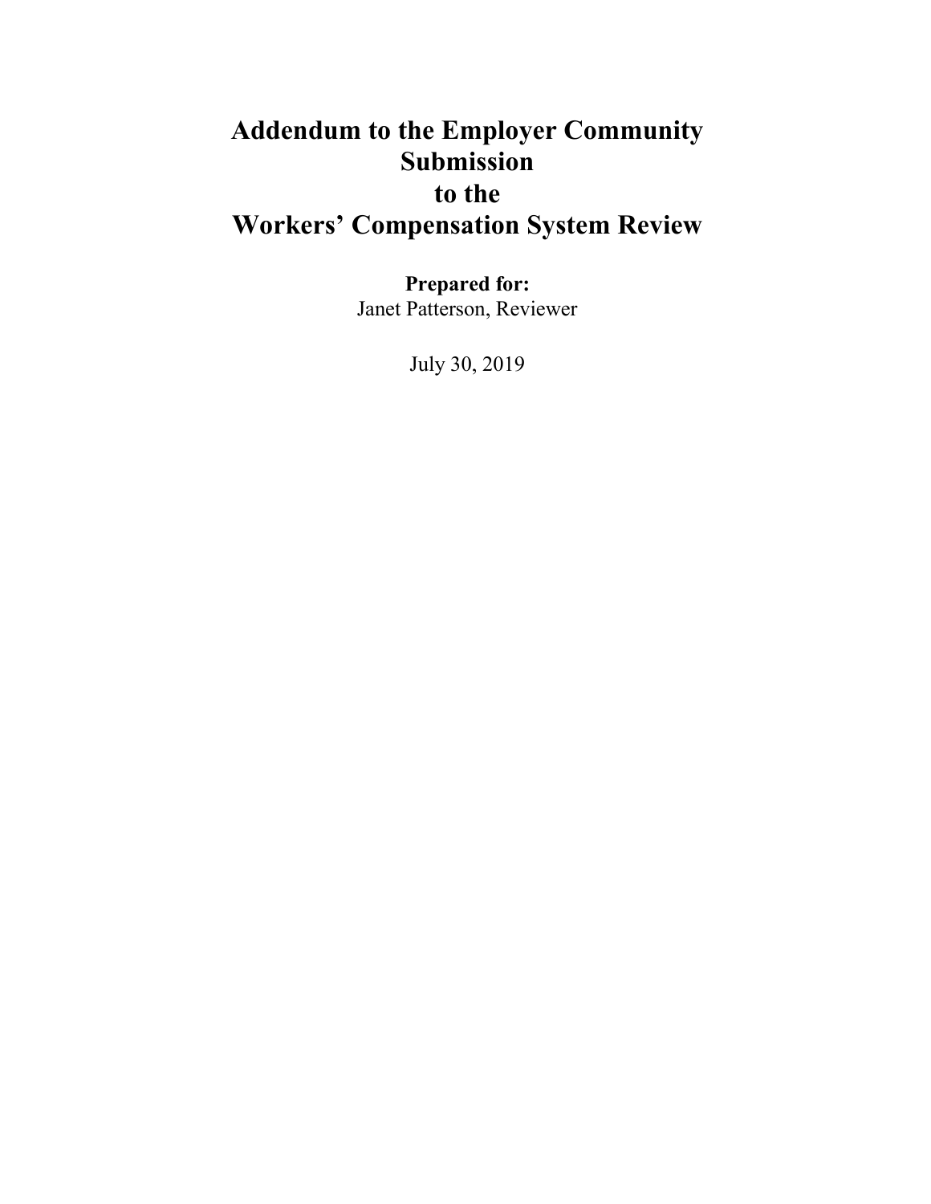# Addendum to the Employer Community Submission to the Workers' Compensation System Review

**Prepared for:**
Janet Patterson, Reviewer

July 30, 2019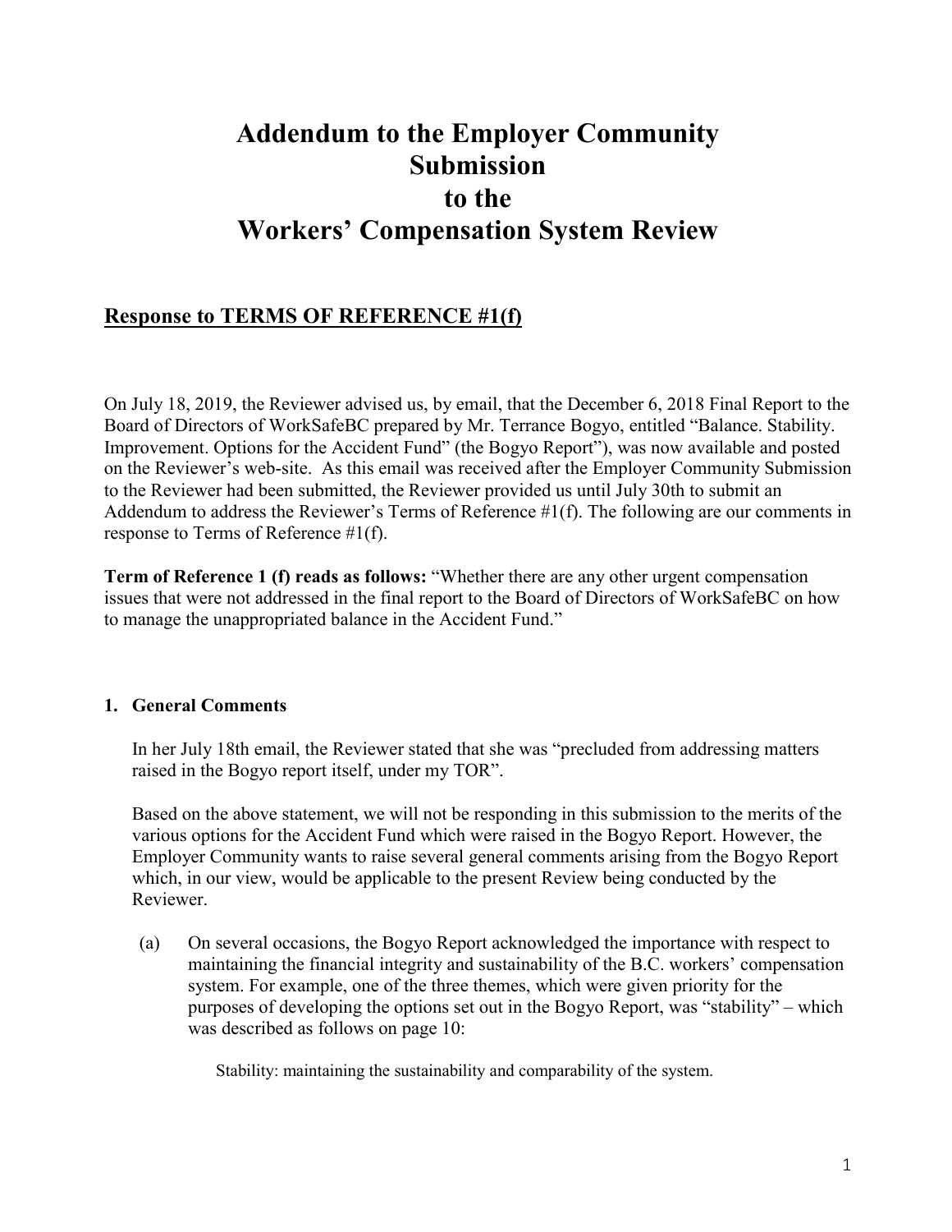# Addendum to the Employer Community Submission to the Workers' Compensation System Review

## Response to TERMS OF REFERENCE #1(f)

On July 18, 2019, the Reviewer advised us, by email, that the December 6, 2018 Final Report to the Board of Directors of WorkSafeBC prepared by Mr. Terrance Bogyo, entitled "Balance. Stability. Improvement. Options for the Accident Fund" (the Bogyo Report"), was now available and posted on the Reviewer's web-site. As this email was received after the Employer Community Submission to the Reviewer had been submitted, the Reviewer provided us until July 30th to submit an Addendum to address the Reviewer's Terms of Reference #1(f). The following are our comments in response to Terms of Reference #1(f).

**Term of Reference 1 (f) reads as follows:** "Whether there are any other urgent compensation issues that were not addressed in the final report to the Board of Directors of WorkSafeBC on how to manage the unappropriated balance in the Accident Fund."

### 1. General Comments

In her July 18th email, the Reviewer stated that she was "precluded from addressing matters raised in the Bogyo report itself, under my TOR".

Based on the above statement, we will not be responding in this submission to the merits of the various options for the Accident Fund which were raised in the Bogyo Report. However, the Employer Community wants to raise several general comments arising from the Bogyo Report which, in our view, would be applicable to the present Review being conducted by the Reviewer.

(a) On several occasions, the Bogyo Report acknowledged the importance with respect to maintaining the financial integrity and sustainability of the B.C. workers' compensation system. For example, one of the three themes, which were given priority for the purposes of developing the options set out in the Bogyo Report, was "stability" – which was described as follows on page 10:

> Stability: maintaining the sustainability and comparability of the system.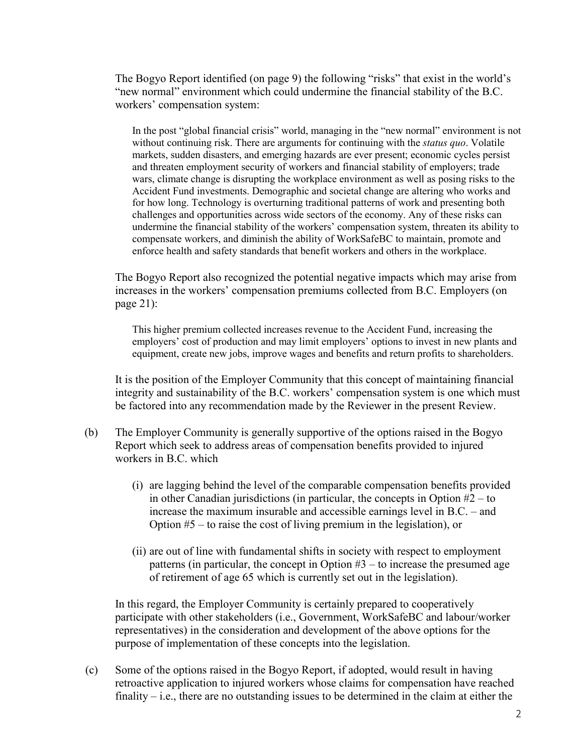The Bogyo Report identified (on page 9) the following "risks" that exist in the world's "new normal" environment which could undermine the financial stability of the B.C. workers' compensation system:

> In the post "global financial crisis" world, managing in the "new normal" environment is not without continuing risk. There are arguments for continuing with the *status quo*. Volatile markets, sudden disasters, and emerging hazards are ever present; economic cycles persist and threaten employment security of workers and financial stability of employers; trade wars, climate change is disrupting the workplace environment as well as posing risks to the Accident Fund investments. Demographic and societal change are altering who works and for how long. Technology is overturning traditional patterns of work and presenting both challenges and opportunities across wide sectors of the economy. Any of these risks can undermine the financial stability of the workers' compensation system, threaten its ability to compensate workers, and diminish the ability of WorkSafeBC to maintain, promote and enforce health and safety standards that benefit workers and others in the workplace.

The Bogyo Report also recognized the potential negative impacts which may arise from increases in the workers' compensation premiums collected from B.C. Employers (on page 21):

> This higher premium collected increases revenue to the Accident Fund, increasing the employers' cost of production and may limit employers' options to invest in new plants and equipment, create new jobs, improve wages and benefits and return profits to shareholders.

It is the position of the Employer Community that this concept of maintaining financial integrity and sustainability of the B.C. workers' compensation system is one which must be factored into any recommendation made by the Reviewer in the present Review.

(b) The Employer Community is generally supportive of the options raised in the Bogyo Report which seek to address areas of compensation benefits provided to injured workers in B.C. which

   (i) are lagging behind the level of the comparable compensation benefits provided in other Canadian jurisdictions (in particular, the concepts in Option #2 – to increase the maximum insurable and accessible earnings level in B.C. – and Option #5 – to raise the cost of living premium in the legislation), or

   (ii) are out of line with fundamental shifts in society with respect to employment patterns (in particular, the concept in Option #3 – to increase the presumed age of retirement of age 65 which is currently set out in the legislation).

In this regard, the Employer Community is certainly prepared to cooperatively participate with other stakeholders (i.e., Government, WorkSafeBC and labour/worker representatives) in the consideration and development of the above options for the purpose of implementation of these concepts into the legislation.

(c) Some of the options raised in the Bogyo Report, if adopted, would result in having retroactive application to injured workers whose claims for compensation have reached finality – i.e., there are no outstanding issues to be determined in the claim at either the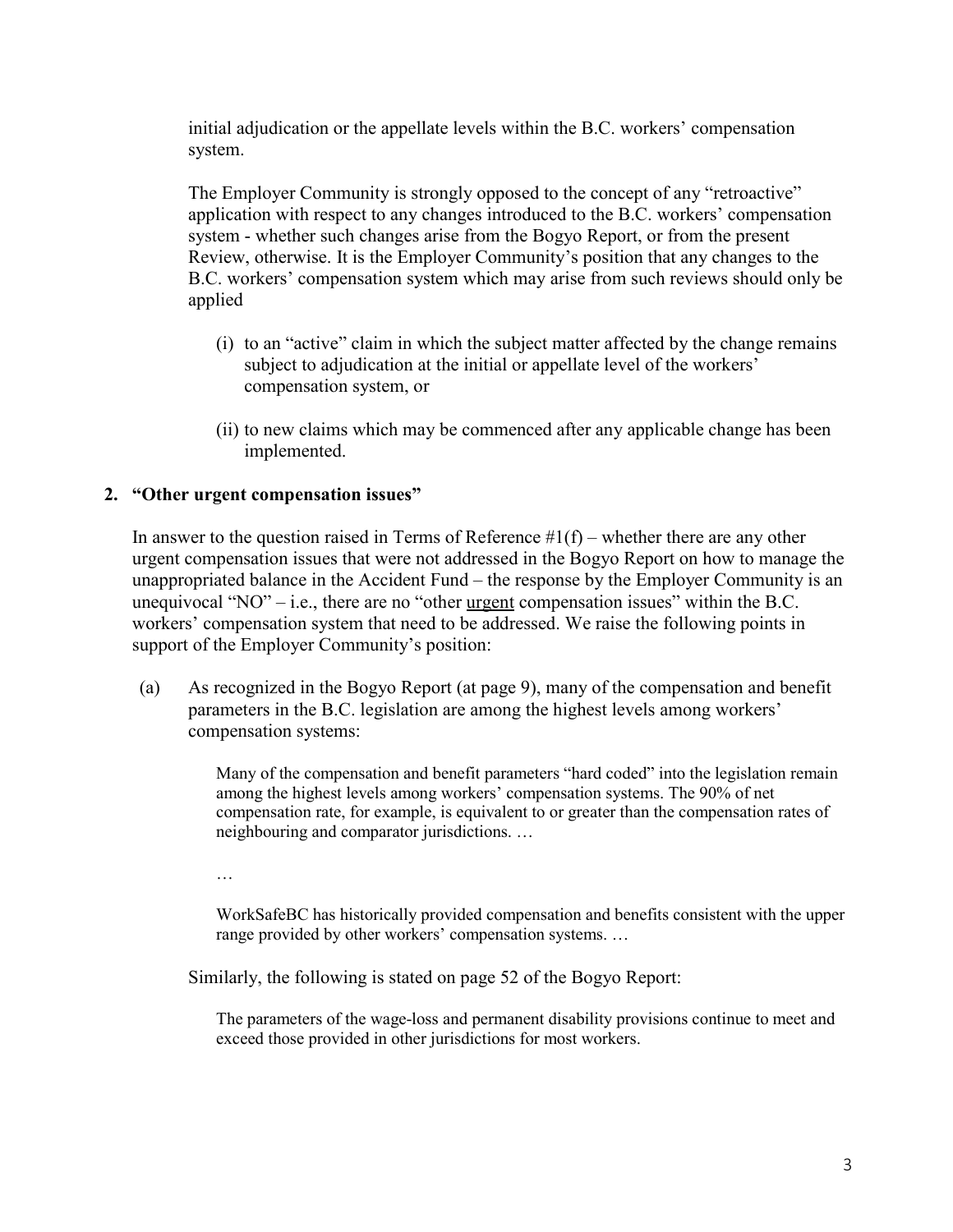initial adjudication or the appellate levels within the B.C. workers' compensation system.

The Employer Community is strongly opposed to the concept of any "retroactive" application with respect to any changes introduced to the B.C. workers' compensation system - whether such changes arise from the Bogyo Report, or from the present Review, otherwise. It is the Employer Community's position that any changes to the B.C. workers' compensation system which may arise from such reviews should only be applied

(i) to an "active" claim in which the subject matter affected by the change remains subject to adjudication at the initial or appellate level of the workers' compensation system, or

(ii) to new claims which may be commenced after any applicable change has been implemented.

## 2. "Other urgent compensation issues"

In answer to the question raised in Terms of Reference #1(f) – whether there are any other urgent compensation issues that were not addressed in the Bogyo Report on how to manage the unappropriated balance in the Accident Fund – the response by the Employer Community is an unequivocal "NO" – i.e., there are no "other <u>urgent</u> compensation issues" within the B.C. workers' compensation system that need to be addressed. We raise the following points in support of the Employer Community's position:

(a) As recognized in the Bogyo Report (at page 9), many of the compensation and benefit parameters in the B.C. legislation are among the highest levels among workers' compensation systems:

> Many of the compensation and benefit parameters "hard coded" into the legislation remain among the highest levels among workers' compensation systems. The 90% of net compensation rate, for example, is equivalent to or greater than the compensation rates of neighbouring and comparator jurisdictions. …
>
> …
>
> WorkSafeBC has historically provided compensation and benefits consistent with the upper range provided by other workers' compensation systems. …

Similarly, the following is stated on page 52 of the Bogyo Report:

> The parameters of the wage-loss and permanent disability provisions continue to meet and exceed those provided in other jurisdictions for most workers.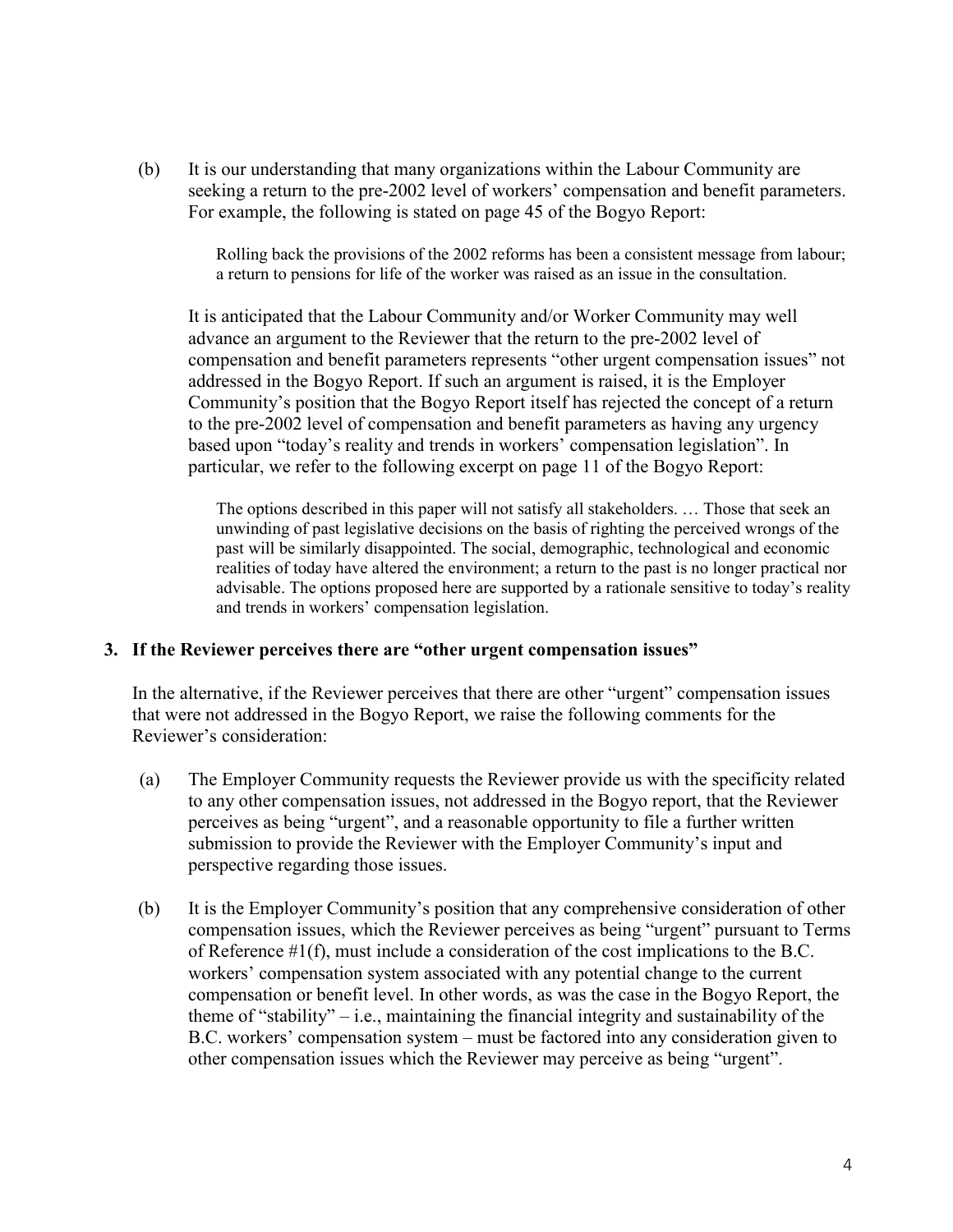(b) It is our understanding that many organizations within the Labour Community are seeking a return to the pre-2002 level of workers' compensation and benefit parameters. For example, the following is stated on page 45 of the Bogyo Report:

> Rolling back the provisions of the 2002 reforms has been a consistent message from labour; a return to pensions for life of the worker was raised as an issue in the consultation.

It is anticipated that the Labour Community and/or Worker Community may well advance an argument to the Reviewer that the return to the pre-2002 level of compensation and benefit parameters represents "other urgent compensation issues" not addressed in the Bogyo Report. If such an argument is raised, it is the Employer Community's position that the Bogyo Report itself has rejected the concept of a return to the pre-2002 level of compensation and benefit parameters as having any urgency based upon "today's reality and trends in workers' compensation legislation". In particular, we refer to the following excerpt on page 11 of the Bogyo Report:

> The options described in this paper will not satisfy all stakeholders. … Those that seek an unwinding of past legislative decisions on the basis of righting the perceived wrongs of the past will be similarly disappointed. The social, demographic, technological and economic realities of today have altered the environment; a return to the past is no longer practical nor advisable. The options proposed here are supported by a rationale sensitive to today's reality and trends in workers' compensation legislation.

### 3. If the Reviewer perceives there are "other urgent compensation issues"

In the alternative, if the Reviewer perceives that there are other "urgent" compensation issues that were not addressed in the Bogyo Report, we raise the following comments for the Reviewer's consideration:

(a) The Employer Community requests the Reviewer provide us with the specificity related to any other compensation issues, not addressed in the Bogyo report, that the Reviewer perceives as being "urgent", and a reasonable opportunity to file a further written submission to provide the Reviewer with the Employer Community's input and perspective regarding those issues.

(b) It is the Employer Community's position that any comprehensive consideration of other compensation issues, which the Reviewer perceives as being "urgent" pursuant to Terms of Reference #1(f), must include a consideration of the cost implications to the B.C. workers' compensation system associated with any potential change to the current compensation or benefit level. In other words, as was the case in the Bogyo Report, the theme of "stability" – i.e., maintaining the financial integrity and sustainability of the B.C. workers' compensation system – must be factored into any consideration given to other compensation issues which the Reviewer may perceive as being "urgent".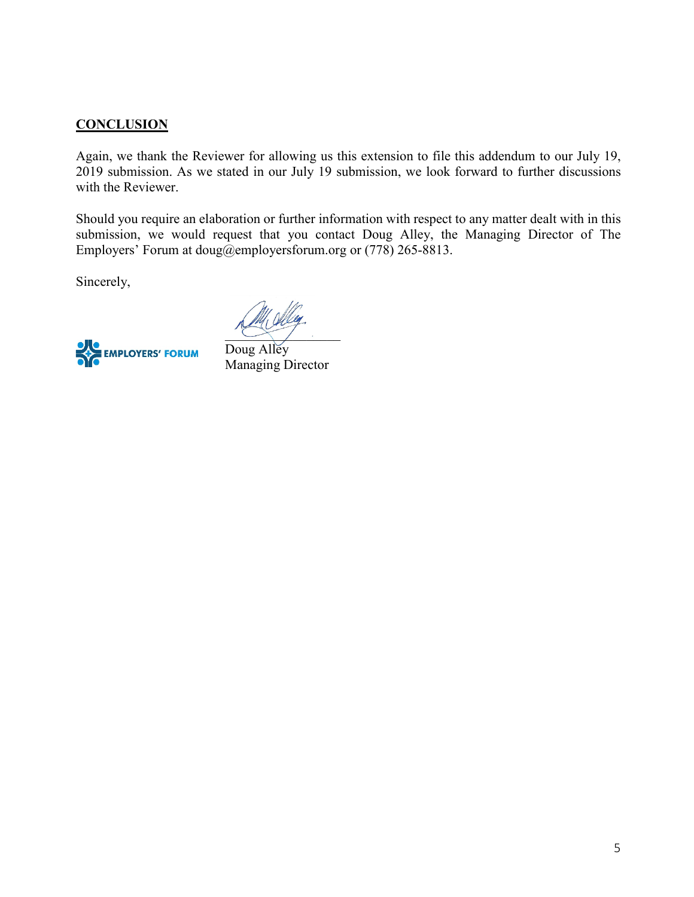## **CONCLUSION**

Again, we thank the Reviewer for allowing us this extension to file this addendum to our July 19, 2019 submission. As we stated in our July 19 submission, we look forward to further discussions with the Reviewer.

Should you require an elaboration or further information with respect to any matter dealt with in this submission, we would request that you contact Doug Alley, the Managing Director of The Employers' Forum at doug@employersforum.org or (778) 265-8813.

Sincerely,

EMPLOYERS' FORUM

Doug Alley
Managing Director